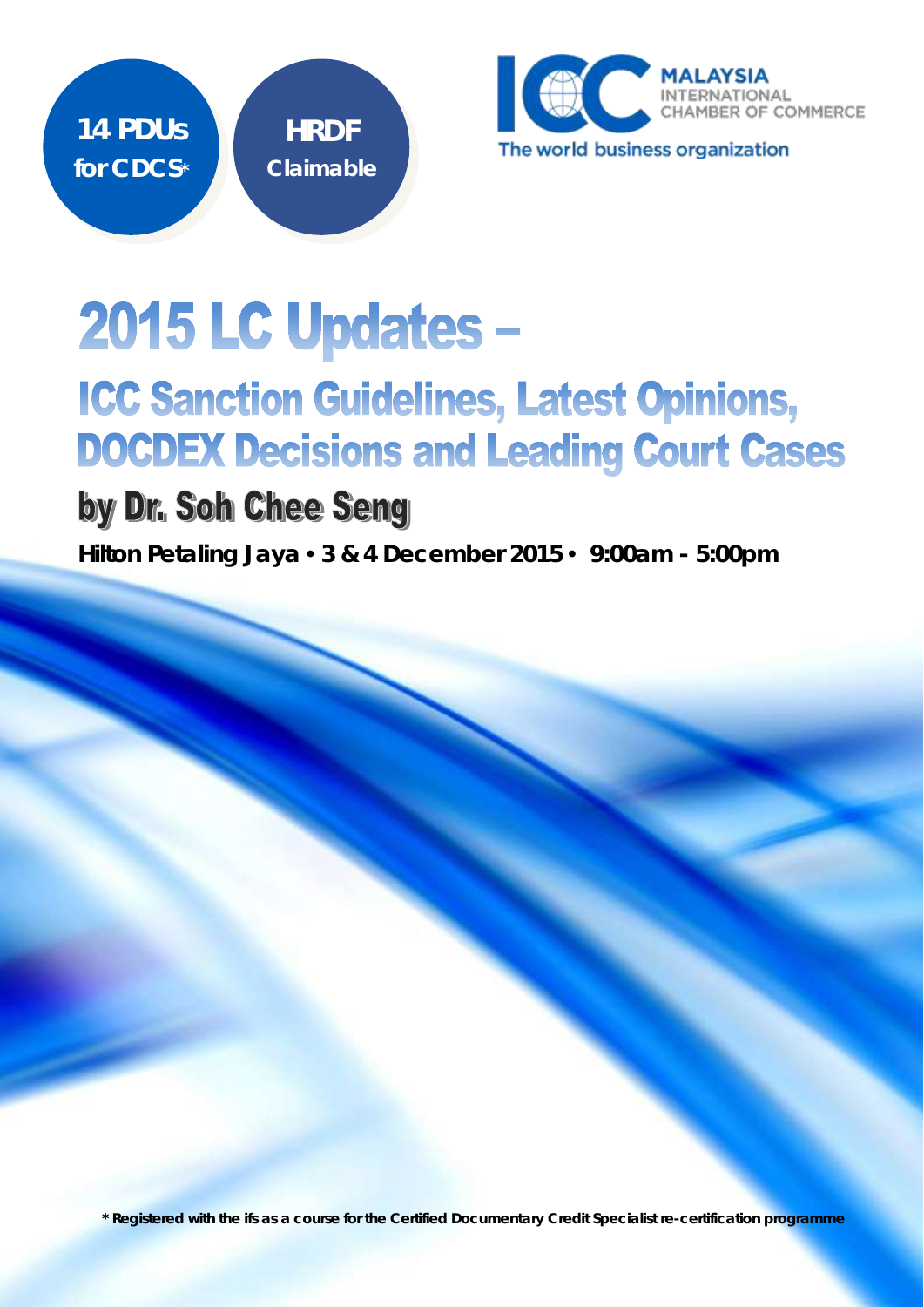**14 PDUs for CDCS***

**HRDF Claimable**

MALAYSIA
INTERNATIONAL CHAMBER OF COMMERCE
The world business organization

# 2015 LC Updates –

## ICC Sanction Guidelines, Latest Opinions, DOCDEX Decisions and Leading Court Cases

## by Dr. Soh Chee Seng

**Hilton Petaling Jaya • 3 & 4 December 2015 • 9:00am - 5:00pm**

*** Registered with the ifs as a course for the Certified Documentary Credit Specialist re-certification programme**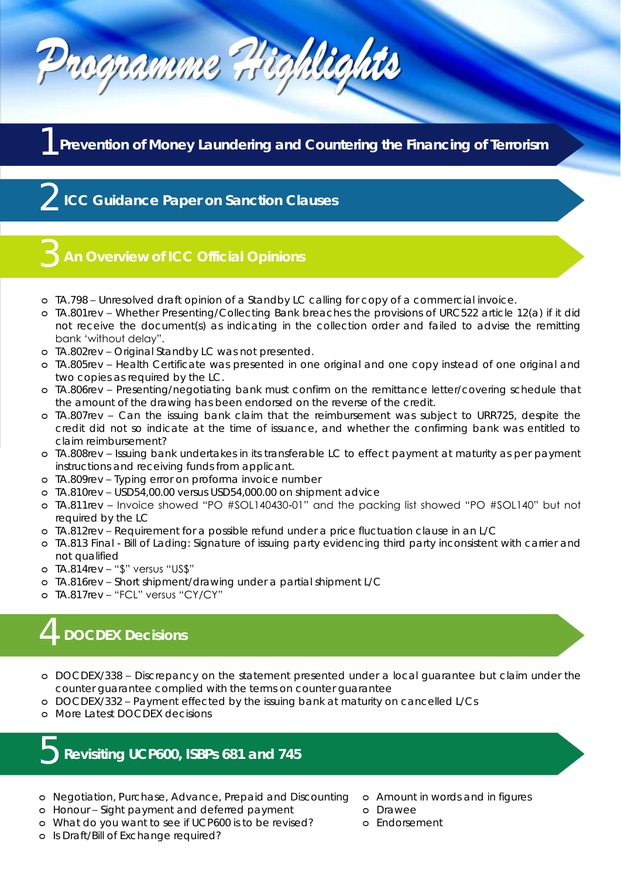# Programme Highlights

## 1 Prevention of Money Laundering and Countering the Financing of Terrorism

## 2 ICC Guidance Paper on Sanction Clauses

## 3 An Overview of ICC Official Opinions

- TA.798 – Unresolved draft opinion of a Standby LC calling for copy of a commercial invoice.
- TA.801rev – Whether Presenting/Collecting Bank breaches the provisions of URC522 article 12(a) if it did not receive the document(s) as indicating in the collection order and failed to advise the remitting bank 'without delay".
- TA.802rev – Original Standby LC was not presented.
- TA.805rev – Health Certificate was presented in one original and one copy instead of one original and two copies as required by the LC.
- TA.806rev – Presenting/negotiating bank must confirm on the remittance letter/covering schedule that the amount of the drawing has been endorsed on the reverse of the credit.
- TA.807rev – Can the issuing bank claim that the reimbursement was subject to URR725, despite the credit did not so indicate at the time of issuance, and whether the confirming bank was entitled to claim reimbursement?
- TA.808rev – Issuing bank undertakes in its transferable LC to effect payment at maturity as per payment instructions and receiving funds from applicant.
- TA.809rev – Typing error on proforma invoice number
- TA.810rev – USD54,00.00 versus USD54,000.00 on shipment advice
- TA.811rev – Invoice showed "PO #SOL140430-01" and the packing list showed "PO #SOL140" but not required by the LC
- TA.812rev – Requirement for a possible refund under a price fluctuation clause in an L/C
- TA.813 Final - Bill of Lading: Signature of issuing party evidencing third party inconsistent with carrier and not qualified
- TA.814rev – "$" versus "US$"
- TA.816rev – Short shipment/drawing under a partial shipment L/C
- TA.817rev – "FCL" versus "CY/CY"

## 4 DOCDEX Decisions

- DOCDEX/338 – Discrepancy on the statement presented under a local guarantee but claim under the counter guarantee complied with the terms on counter guarantee
- DOCDEX/332 – Payment effected by the issuing bank at maturity on cancelled L/Cs
- More Latest DOCDEX decisions

## 5 Revisiting UCP600, ISBPs 681 and 745

- Negotiation, Purchase, Advance, Prepaid and Discounting
- Honour – Sight payment and deferred payment
- What do you want to see if UCP600 is to be revised?
- Is Draft/Bill of Exchange required?
- Amount in words and in figures
- Drawee
- Endorsement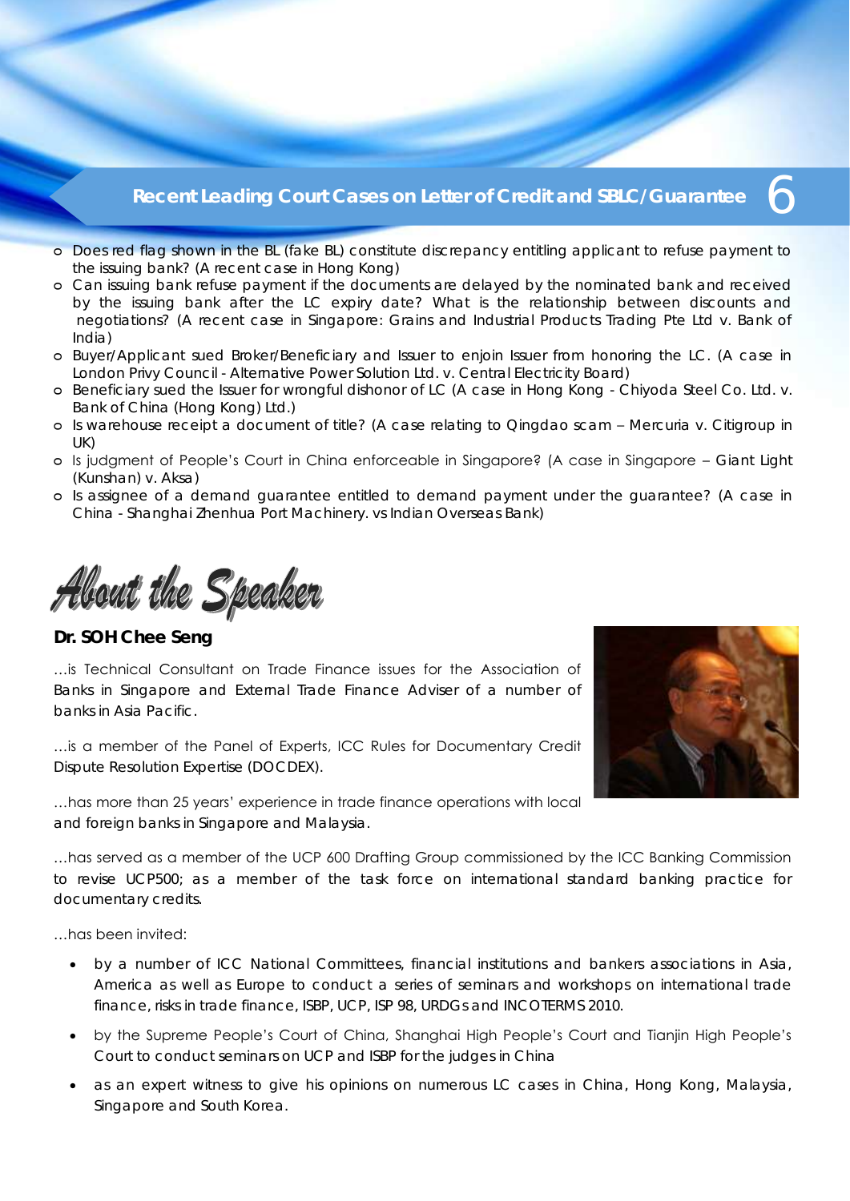## Recent Leading Court Cases on Letter of Credit and SBLC/Guarantee

- Does red flag shown in the BL (fake BL) constitute discrepancy entitling applicant to refuse payment to the issuing bank? (A recent case in Hong Kong)
- Can issuing bank refuse payment if the documents are delayed by the nominated bank and received by the issuing bank after the LC expiry date? What is the relationship between discounts and negotiations? (A recent case in Singapore: Grains and Industrial Products Trading Pte Ltd v. Bank of India)
- Buyer/Applicant sued Broker/Beneficiary and Issuer to enjoin Issuer from honoring the LC. (A case in London Privy Council - Alternative Power Solution Ltd. v. Central Electricity Board)
- Beneficiary sued the Issuer for wrongful dishonor of LC (A case in Hong Kong - Chiyoda Steel Co. Ltd. v. Bank of China (Hong Kong) Ltd.)
- Is warehouse receipt a document of title? (A case relating to Qingdao scam – Mercuria v. Citigroup in UK)
- Is judgment of People's Court in China enforceable in Singapore? (A case in Singapore – Giant Light (Kunshan) v. Aksa)
- Is assignee of a demand guarantee entitled to demand payment under the guarantee? (A case in China - Shanghai Zhenhua Port Machinery. vs Indian Overseas Bank)

# About the Speaker

**Dr. SOH Chee Seng**

...is Technical Consultant on Trade Finance issues for the Association of Banks in Singapore and External Trade Finance Adviser of a number of banks in Asia Pacific.

...is a member of the Panel of Experts, ICC Rules for Documentary Credit Dispute Resolution Expertise (DOCDEX).

...has more than 25 years' experience in trade finance operations with local and foreign banks in Singapore and Malaysia.

...has served as a member of the UCP 600 Drafting Group commissioned by the ICC Banking Commission to revise UCP500; as a member of the task force on international standard banking practice for documentary credits.

...has been invited:

- by a number of ICC National Committees, financial institutions and bankers associations in Asia, America as well as Europe to conduct a series of seminars and workshops on international trade finance, risks in trade finance, ISBP, UCP, ISP 98, URDGs and INCOTERMS 2010.
- by the Supreme People's Court of China, Shanghai High People's Court and Tianjin High People's Court to conduct seminars on UCP and ISBP for the judges in China
- as an expert witness to give his opinions on numerous LC cases in China, Hong Kong, Malaysia, Singapore and South Korea.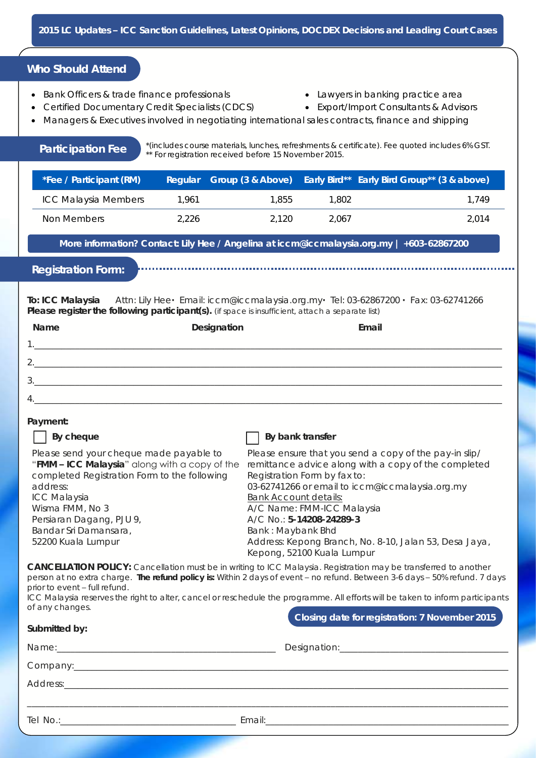2015 LC Updates – ICC Sanction Guidelines, Latest Opinions, DOCDEX Decisions and Leading Court Cases

## Who Should Attend

- Bank Officers & trade finance professionals
- Certified Documentary Credit Specialists (CDCS)
- Lawyers in banking practice area
- Export/Import Consultants & Advisors
- Managers & Executives involved in negotiating international sales contracts, finance and shipping

## Participation Fee

*(includes course materials, lunches, refreshments & certificate). Fee quoted includes 6% GST.
** For registration received before 15 November 2015.

| *Fee / Participant (RM) | Regular | Group (3 & Above) | Early Bird** | Early Bird Group** (3 & above) |
|---|---|---|---|---|
| ICC Malaysia Members | 1,961 | 1,855 | 1,802 | 1,749 |
| Non Members | 2,226 | 2,120 | 2,067 | 2,014 |

**More information? Contact: Lily Hee / Angelina at iccm@iccmalaysia.org.my | +603-62867200**

## Registration Form:

**To: ICC Malaysia** Attn: Lily Hee · Email: iccm@iccmalaysia.org.my · Tel: 03-62867200 · Fax: 03-62741266
**Please register the following participant(s).** (if space is insufficient, attach a separate list)

| Name | Designation | Email |
|---|---|---|
| 1. | | |
| 2. | | |
| 3. | | |
| 4. | | |

**Payment:**

☐ **By cheque**

Please send your cheque made payable to "**FMM – ICC Malaysia**" along with a copy of the completed Registration Form to the following address:
ICC Malaysia
Wisma FMM, No 3
Persiaran Dagang, PJU 9,
Bandar Sri Damansara,
52200 Kuala Lumpur

☐ **By bank transfer**

Please ensure that you send a copy of the pay-in slip/ remittance advice along with a copy of the completed Registration Form by fax to:
03-62741266 or email to iccm@iccmalaysia.org.my
Bank Account details:
A/C Name: FMM-ICC Malaysia
A/C No.: **5-14208-24289-3**
Bank : Maybank Bhd
Address: Kepong Branch, No. 8-10, Jalan 53, Desa Jaya, Kepong, 52100 Kuala Lumpur

**CANCELLATION POLICY:** Cancellation must be in writing to ICC Malaysia. Registration may be transferred to another person at no extra charge. **The refund policy is:** Within 2 days of event – no refund. Between 3-6 days – 50% refund. 7 days prior to event – full refund.
ICC Malaysia reserves the right to alter, cancel or reschedule the programme. All efforts will be taken to inform participants of any changes.

**Closing date for registration: 7 November 2015**

**Submitted by:**

Name:______________________ Designation:______________________

Company:______________________

Address:______________________

______________________

Tel No.:______________________ Email:______________________